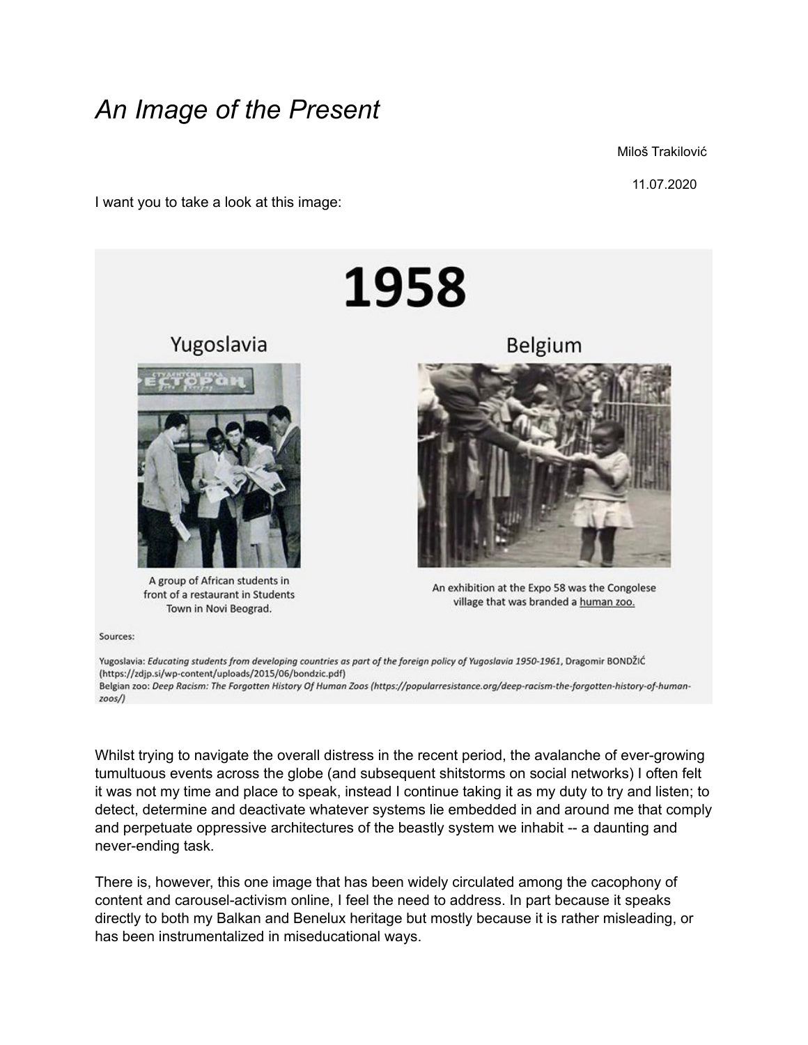# *An Image of the Present*

Miloš Trakilović

11.07.2020

I want you to take a look at this image:

**1958**

**Yugoslavia**

A group of African students in front of a restaurant in Students Town in Novi Beograd.

**Belgium**

An exhibition at the Expo 58 was the Congolese village that was branded a human zoo.

Sources:

Yugoslavia: *Educating students from developing countries as part of the foreign policy of Yugoslavia 1950-1961*, Dragomir BONDŽIĆ (https://zdjp.si/wp-content/uploads/2015/06/bondzic.pdf)
Belgian zoo: *Deep Racism: The Forgotten History Of Human Zoos (https://popularresistance.org/deep-racism-the-forgotten-history-of-human-zoos/)*

Whilst trying to navigate the overall distress in the recent period, the avalanche of ever-growing tumultuous events across the globe (and subsequent shitstorms on social networks) I often felt it was not my time and place to speak, instead I continue taking it as my duty to try and listen; to detect, determine and deactivate whatever systems lie embedded in and around me that comply and perpetuate oppressive architectures of the beastly system we inhabit -- a daunting and never-ending task.

There is, however, this one image that has been widely circulated among the cacophony of content and carousel-activism online, I feel the need to address. In part because it speaks directly to both my Balkan and Benelux heritage but mostly because it is rather misleading, or has been instrumentalized in miseducational ways.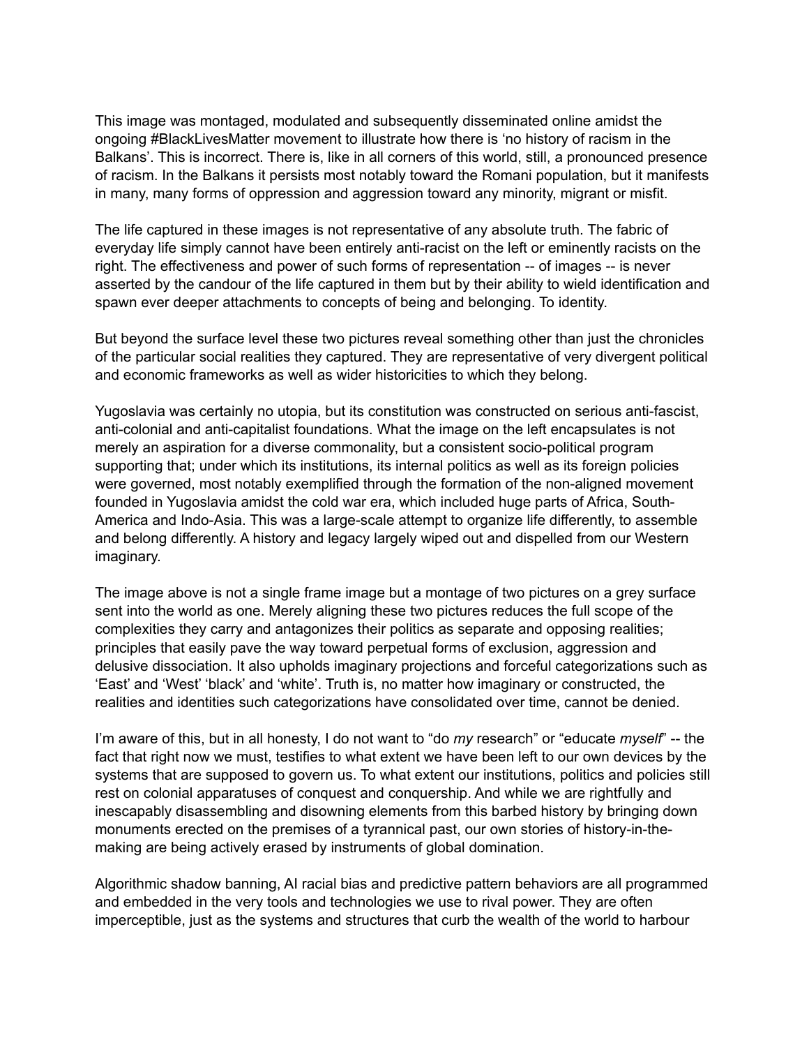This image was montaged, modulated and subsequently disseminated online amidst the ongoing #BlackLivesMatter movement to illustrate how there is ‘no history of racism in the Balkans’. This is incorrect. There is, like in all corners of this world, still, a pronounced presence of racism. In the Balkans it persists most notably toward the Romani population, but it manifests in many, many forms of oppression and aggression toward any minority, migrant or misfit.

The life captured in these images is not representative of any absolute truth. The fabric of everyday life simply cannot have been entirely anti-racist on the left or eminently racists on the right. The effectiveness and power of such forms of representation -- of images -- is never asserted by the candour of the life captured in them but by their ability to wield identification and spawn ever deeper attachments to concepts of being and belonging. To identity.

But beyond the surface level these two pictures reveal something other than just the chronicles of the particular social realities they captured. They are representative of very divergent political and economic frameworks as well as wider historicities to which they belong.

Yugoslavia was certainly no utopia, but its constitution was constructed on serious anti-fascist, anti-colonial and anti-capitalist foundations. What the image on the left encapsulates is not merely an aspiration for a diverse commonality, but a consistent socio-political program supporting that; under which its institutions, its internal politics as well as its foreign policies were governed, most notably exemplified through the formation of the non-aligned movement founded in Yugoslavia amidst the cold war era, which included huge parts of Africa, South-America and Indo-Asia. This was a large-scale attempt to organize life differently, to assemble and belong differently. A history and legacy largely wiped out and dispelled from our Western imaginary.

The image above is not a single frame image but a montage of two pictures on a grey surface sent into the world as one. Merely aligning these two pictures reduces the full scope of the complexities they carry and antagonizes their politics as separate and opposing realities; principles that easily pave the way toward perpetual forms of exclusion, aggression and delusive dissociation. It also upholds imaginary projections and forceful categorizations such as ‘East’ and ‘West’ ‘black’ and ‘white’. Truth is, no matter how imaginary or constructed, the realities and identities such categorizations have consolidated over time, cannot be denied.

I’m aware of this, but in all honesty, I do not want to “do *my* research” or “educate *myself*” -- the fact that right now we must, testifies to what extent we have been left to our own devices by the systems that are supposed to govern us. To what extent our institutions, politics and policies still rest on colonial apparatuses of conquest and conquership. And while we are rightfully and inescapably disassembling and disowning elements from this barbed history by bringing down monuments erected on the premises of a tyrannical past, our own stories of history-in-the-making are being actively erased by instruments of global domination.

Algorithmic shadow banning, AI racial bias and predictive pattern behaviors are all programmed and embedded in the very tools and technologies we use to rival power. They are often imperceptible, just as the systems and structures that curb the wealth of the world to harbour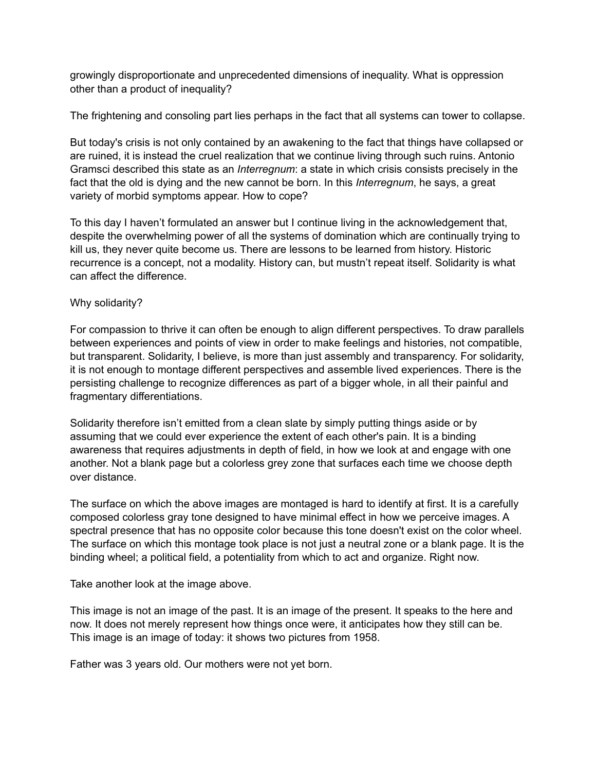growingly disproportionate and unprecedented dimensions of inequality. What is oppression other than a product of inequality?

The frightening and consoling part lies perhaps in the fact that all systems can tower to collapse.

But today's crisis is not only contained by an awakening to the fact that things have collapsed or are ruined, it is instead the cruel realization that we continue living through such ruins. Antonio Gramsci described this state as an *Interregnum*: a state in which crisis consists precisely in the fact that the old is dying and the new cannot be born. In this *Interregnum*, he says, a great variety of morbid symptoms appear. How to cope?

To this day I haven't formulated an answer but I continue living in the acknowledgement that, despite the overwhelming power of all the systems of domination which are continually trying to kill us, they never quite become us. There are lessons to be learned from history. Historic recurrence is a concept, not a modality. History can, but mustn't repeat itself. Solidarity is what can affect the difference.

Why solidarity?

For compassion to thrive it can often be enough to align different perspectives. To draw parallels between experiences and points of view in order to make feelings and histories, not compatible, but transparent. Solidarity, I believe, is more than just assembly and transparency. For solidarity, it is not enough to montage different perspectives and assemble lived experiences. There is the persisting challenge to recognize differences as part of a bigger whole, in all their painful and fragmentary differentiations.

Solidarity therefore isn't emitted from a clean slate by simply putting things aside or by assuming that we could ever experience the extent of each other's pain. It is a binding awareness that requires adjustments in depth of field, in how we look at and engage with one another. Not a blank page but a colorless grey zone that surfaces each time we choose depth over distance.

The surface on which the above images are montaged is hard to identify at first. It is a carefully composed colorless gray tone designed to have minimal effect in how we perceive images. A spectral presence that has no opposite color because this tone doesn't exist on the color wheel. The surface on which this montage took place is not just a neutral zone or a blank page. It is the binding wheel; a political field, a potentiality from which to act and organize. Right now.

Take another look at the image above.

This image is not an image of the past. It is an image of the present. It speaks to the here and now. It does not merely represent how things once were, it anticipates how they still can be. This image is an image of today: it shows two pictures from 1958.

Father was 3 years old. Our mothers were not yet born.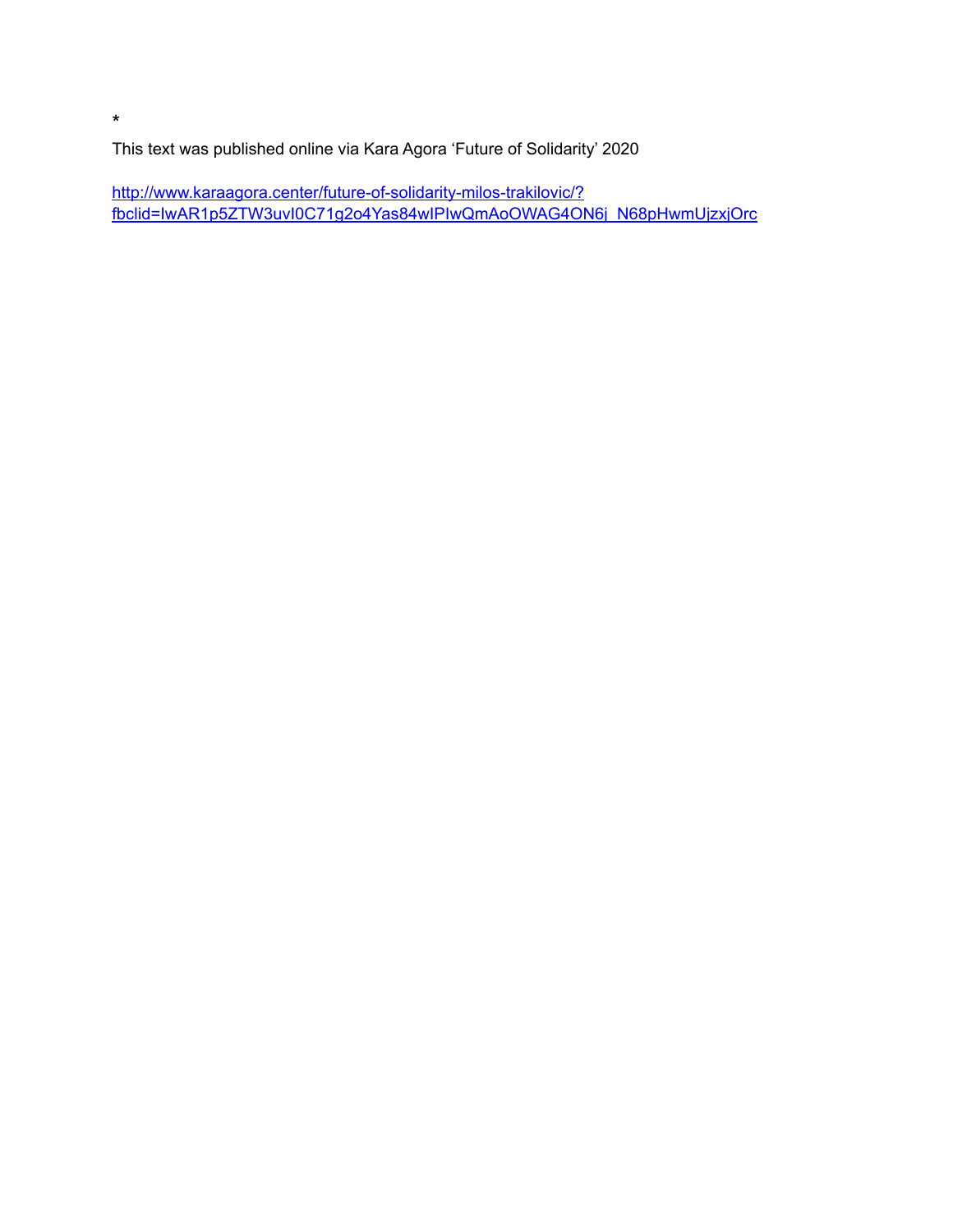*

This text was published online via Kara Agora 'Future of Solidarity' 2020

[http://www.karaagora.center/future-of-solidarity-milos-trakilovic/?fbclid=IwAR1p5ZTW3uvI0C71g2o4Yas84wIPIwQmAoOWAG4ON6j_N68pHwmUjzxjOrc](http://www.karaagora.center/future-of-solidarity-milos-trakilovic/?fbclid=IwAR1p5ZTW3uvI0C71g2o4Yas84wIPIwQmAoOWAG4ON6j_N68pHwmUjzxjOrc)